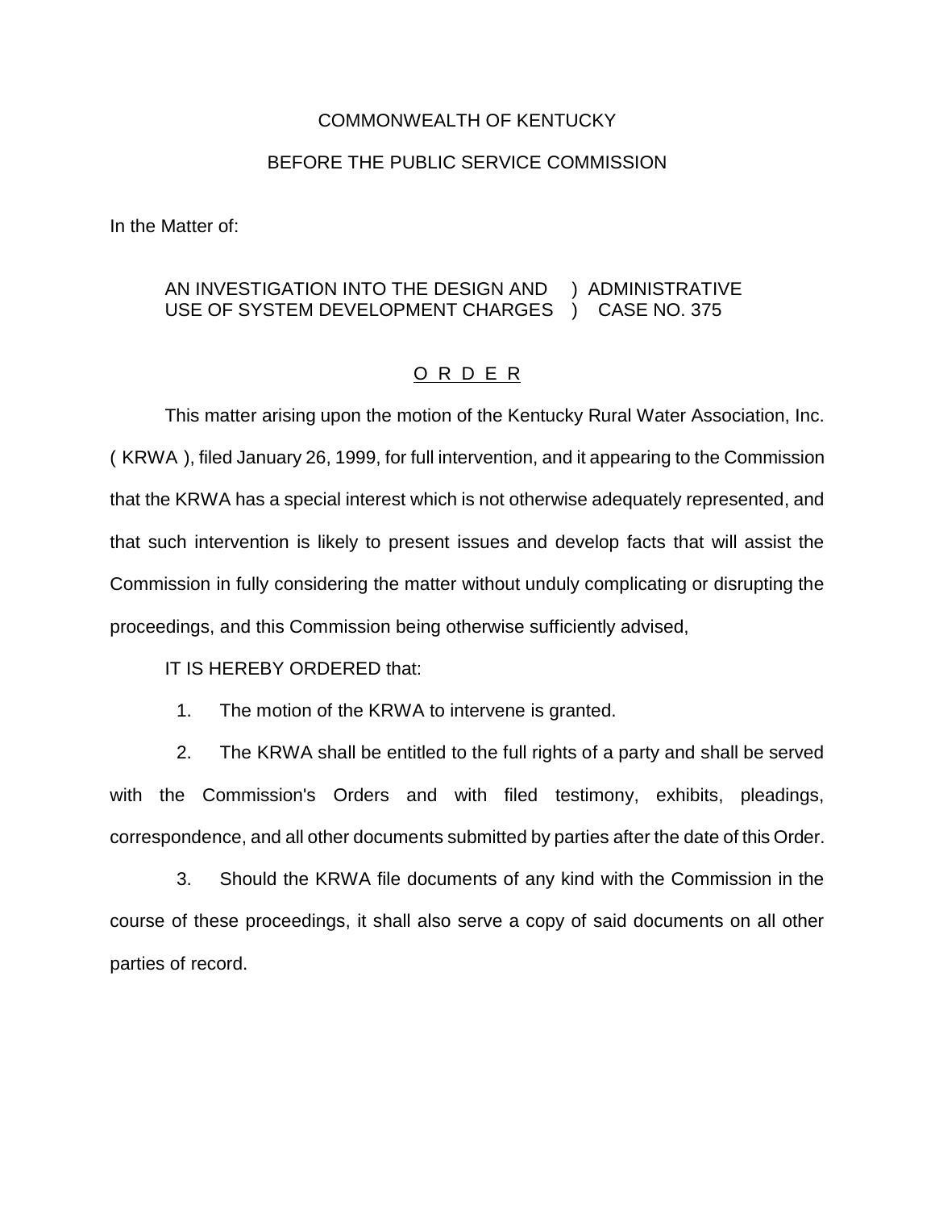COMMONWEALTH OF KENTUCKY

BEFORE THE PUBLIC SERVICE COMMISSION

In the Matter of:

AN INVESTIGATION INTO THE DESIGN AND ) ADMINISTRATIVE
USE OF SYSTEM DEVELOPMENT CHARGES ) CASE NO. 375

## O R D E R

This matter arising upon the motion of the Kentucky Rural Water Association, Inc. ( KRWA ), filed January 26, 1999, for full intervention, and it appearing to the Commission that the KRWA has a special interest which is not otherwise adequately represented, and that such intervention is likely to present issues and develop facts that will assist the Commission in fully considering the matter without unduly complicating or disrupting the proceedings, and this Commission being otherwise sufficiently advised,

IT IS HEREBY ORDERED that:

1. The motion of the KRWA to intervene is granted.

2. The KRWA shall be entitled to the full rights of a party and shall be served with the Commission's Orders and with filed testimony, exhibits, pleadings, correspondence, and all other documents submitted by parties after the date of this Order.

3. Should the KRWA file documents of any kind with the Commission in the course of these proceedings, it shall also serve a copy of said documents on all other parties of record.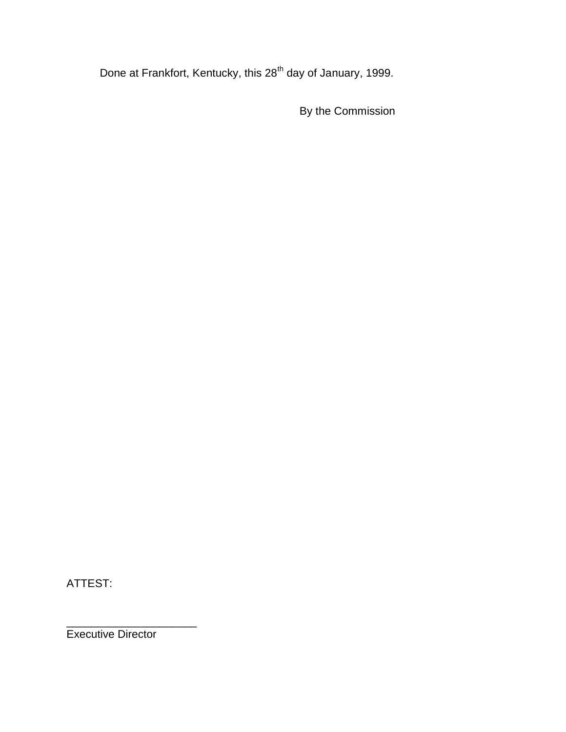Done at Frankfort, Kentucky, this 28th day of January, 1999.

By the Commission

ATTEST:

_____________________

Executive Director